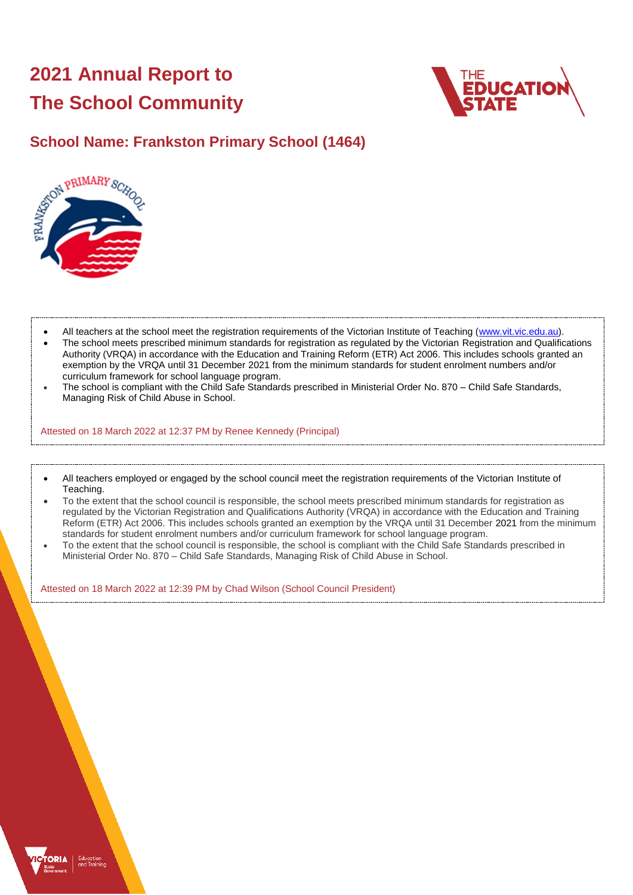# 2021 Annual Report to The School Community

## School Name: Frankston Primary School (1464)

- All teachers at the school meet the registration requirements of the Victorian Institute of Teaching (www.vit.vic.edu.au).
- The school meets prescribed minimum standards for registration as regulated by the Victorian Registration and Qualifications Authority (VRQA) in accordance with the Education and Training Reform (ETR) Act 2006. This includes schools granted an exemption by the VRQA until 31 December 2021 from the minimum standards for student enrolment numbers and/or curriculum framework for school language program.
- The school is compliant with the Child Safe Standards prescribed in Ministerial Order No. 870 – Child Safe Standards, Managing Risk of Child Abuse in School.

Attested on 18 March 2022 at 12:37 PM by Renee Kennedy (Principal)

- All teachers employed or engaged by the school council meet the registration requirements of the Victorian Institute of Teaching.
- To the extent that the school council is responsible, the school meets prescribed minimum standards for registration as regulated by the Victorian Registration and Qualifications Authority (VRQA) in accordance with the Education and Training Reform (ETR) Act 2006. This includes schools granted an exemption by the VRQA until 31 December 2021 from the minimum standards for student enrolment numbers and/or curriculum framework for school language program.
- To the extent that the school council is responsible, the school is compliant with the Child Safe Standards prescribed in Ministerial Order No. 870 – Child Safe Standards, Managing Risk of Child Abuse in School.

Attested on 18 March 2022 at 12:39 PM by Chad Wilson (School Council President)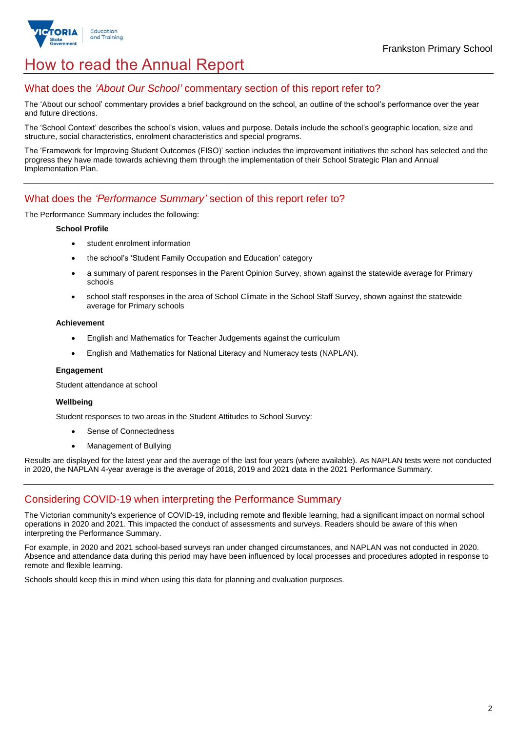# How to read the Annual Report

## What does the *'About Our School'* commentary section of this report refer to?

The 'About our school' commentary provides a brief background on the school, an outline of the school's performance over the year and future directions.

The 'School Context' describes the school's vision, values and purpose. Details include the school's geographic location, size and structure, social characteristics, enrolment characteristics and special programs.

The 'Framework for Improving Student Outcomes (FISO)' section includes the improvement initiatives the school has selected and the progress they have made towards achieving them through the implementation of their School Strategic Plan and Annual Implementation Plan.

## What does the *'Performance Summary'* section of this report refer to?

The Performance Summary includes the following:

**School Profile**

- student enrolment information
- the school's 'Student Family Occupation and Education' category
- a summary of parent responses in the Parent Opinion Survey, shown against the statewide average for Primary schools
- school staff responses in the area of School Climate in the School Staff Survey, shown against the statewide average for Primary schools

**Achievement**

- English and Mathematics for Teacher Judgements against the curriculum
- English and Mathematics for National Literacy and Numeracy tests (NAPLAN).

**Engagement**

Student attendance at school

**Wellbeing**

Student responses to two areas in the Student Attitudes to School Survey:

- Sense of Connectedness
- Management of Bullying

Results are displayed for the latest year and the average of the last four years (where available). As NAPLAN tests were not conducted in 2020, the NAPLAN 4-year average is the average of 2018, 2019 and 2021 data in the 2021 Performance Summary.

## Considering COVID-19 when interpreting the Performance Summary

The Victorian community's experience of COVID-19, including remote and flexible learning, had a significant impact on normal school operations in 2020 and 2021. This impacted the conduct of assessments and surveys. Readers should be aware of this when interpreting the Performance Summary.

For example, in 2020 and 2021 school-based surveys ran under changed circumstances, and NAPLAN was not conducted in 2020. Absence and attendance data during this period may have been influenced by local processes and procedures adopted in response to remote and flexible learning.

Schools should keep this in mind when using this data for planning and evaluation purposes.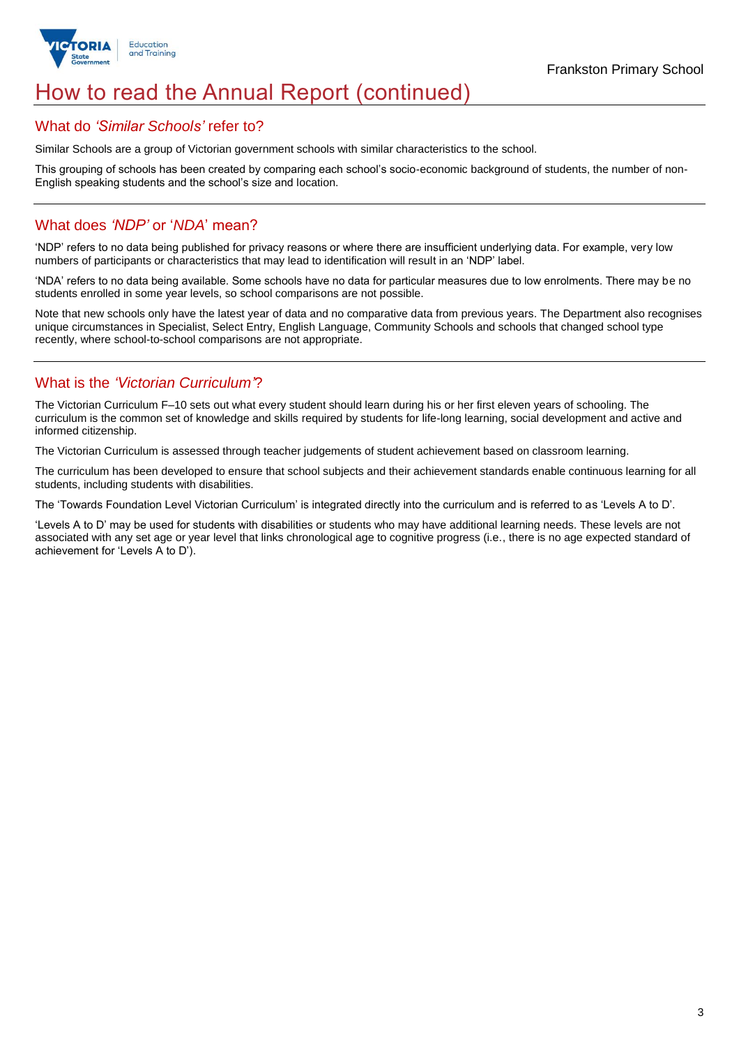# How to read the Annual Report (continued)

## What do *'Similar Schools'* refer to?

Similar Schools are a group of Victorian government schools with similar characteristics to the school.

This grouping of schools has been created by comparing each school's socio-economic background of students, the number of non-English speaking students and the school's size and location.

## What does *'NDP'* or '*NDA*' mean?

'NDP' refers to no data being published for privacy reasons or where there are insufficient underlying data. For example, very low numbers of participants or characteristics that may lead to identification will result in an 'NDP' label.

'NDA' refers to no data being available. Some schools have no data for particular measures due to low enrolments. There may be no students enrolled in some year levels, so school comparisons are not possible.

Note that new schools only have the latest year of data and no comparative data from previous years. The Department also recognises unique circumstances in Specialist, Select Entry, English Language, Community Schools and schools that changed school type recently, where school-to-school comparisons are not appropriate.

## What is the *'Victorian Curriculum'*?

The Victorian Curriculum F–10 sets out what every student should learn during his or her first eleven years of schooling. The curriculum is the common set of knowledge and skills required by students for life-long learning, social development and active and informed citizenship.

The Victorian Curriculum is assessed through teacher judgements of student achievement based on classroom learning.

The curriculum has been developed to ensure that school subjects and their achievement standards enable continuous learning for all students, including students with disabilities.

The 'Towards Foundation Level Victorian Curriculum' is integrated directly into the curriculum and is referred to as 'Levels A to D'.

'Levels A to D' may be used for students with disabilities or students who may have additional learning needs. These levels are not associated with any set age or year level that links chronological age to cognitive progress (i.e., there is no age expected standard of achievement for 'Levels A to D').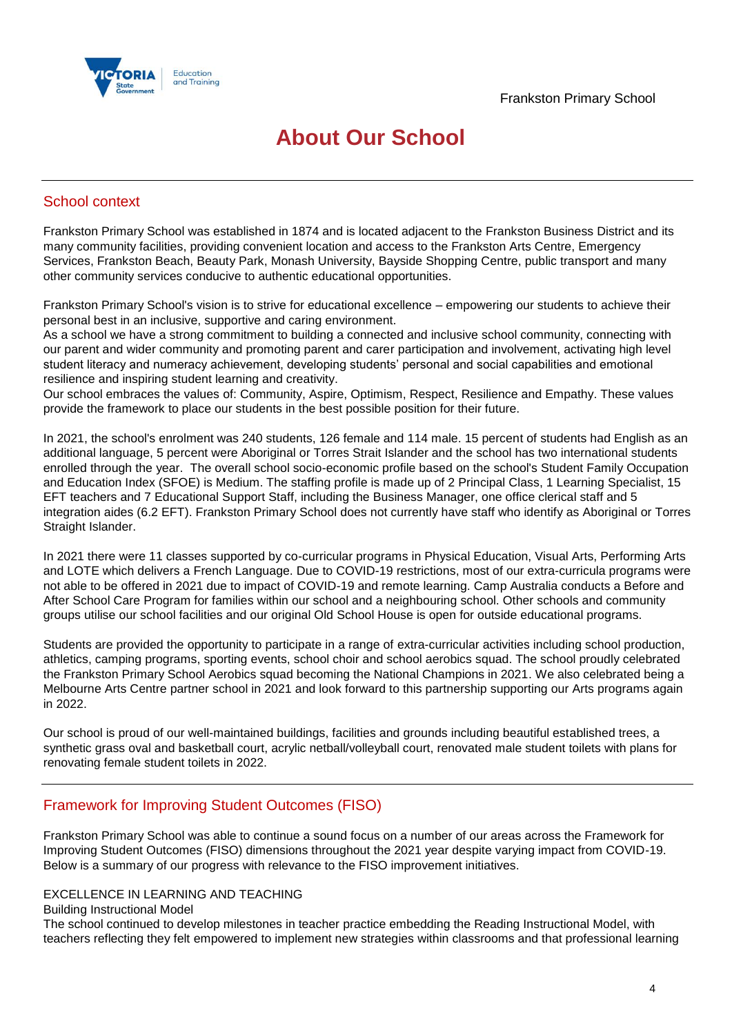# About Our School

## School context

Frankston Primary School was established in 1874 and is located adjacent to the Frankston Business District and its many community facilities, providing convenient location and access to the Frankston Arts Centre, Emergency Services, Frankston Beach, Beauty Park, Monash University, Bayside Shopping Centre, public transport and many other community services conducive to authentic educational opportunities.

Frankston Primary School's vision is to strive for educational excellence – empowering our students to achieve their personal best in an inclusive, supportive and caring environment.
As a school we have a strong commitment to building a connected and inclusive school community, connecting with our parent and wider community and promoting parent and carer participation and involvement, activating high level student literacy and numeracy achievement, developing students' personal and social capabilities and emotional resilience and inspiring student learning and creativity.
Our school embraces the values of: Community, Aspire, Optimism, Respect, Resilience and Empathy. These values provide the framework to place our students in the best possible position for their future.

In 2021, the school's enrolment was 240 students, 126 female and 114 male. 15 percent of students had English as an additional language, 5 percent were Aboriginal or Torres Strait Islander and the school has two international students enrolled through the year. The overall school socio-economic profile based on the school's Student Family Occupation and Education Index (SFOE) is Medium. The staffing profile is made up of 2 Principal Class, 1 Learning Specialist, 15 EFT teachers and 7 Educational Support Staff, including the Business Manager, one office clerical staff and 5 integration aides (6.2 EFT). Frankston Primary School does not currently have staff who identify as Aboriginal or Torres Straight Islander.

In 2021 there were 11 classes supported by co-curricular programs in Physical Education, Visual Arts, Performing Arts and LOTE which delivers a French Language. Due to COVID-19 restrictions, most of our extra-curricula programs were not able to be offered in 2021 due to impact of COVID-19 and remote learning. Camp Australia conducts a Before and After School Care Program for families within our school and a neighbouring school. Other schools and community groups utilise our school facilities and our original Old School House is open for outside educational programs.

Students are provided the opportunity to participate in a range of extra-curricular activities including school production, athletics, camping programs, sporting events, school choir and school aerobics squad. The school proudly celebrated the Frankston Primary School Aerobics squad becoming the National Champions in 2021. We also celebrated being a Melbourne Arts Centre partner school in 2021 and look forward to this partnership supporting our Arts programs again in 2022.

Our school is proud of our well-maintained buildings, facilities and grounds including beautiful established trees, a synthetic grass oval and basketball court, acrylic netball/volleyball court, renovated male student toilets with plans for renovating female student toilets in 2022.

## Framework for Improving Student Outcomes (FISO)

Frankston Primary School was able to continue a sound focus on a number of our areas across the Framework for Improving Student Outcomes (FISO) dimensions throughout the 2021 year despite varying impact from COVID-19. Below is a summary of our progress with relevance to the FISO improvement initiatives.

EXCELLENCE IN LEARNING AND TEACHING
Building Instructional Model
The school continued to develop milestones in teacher practice embedding the Reading Instructional Model, with teachers reflecting they felt empowered to implement new strategies within classrooms and that professional learning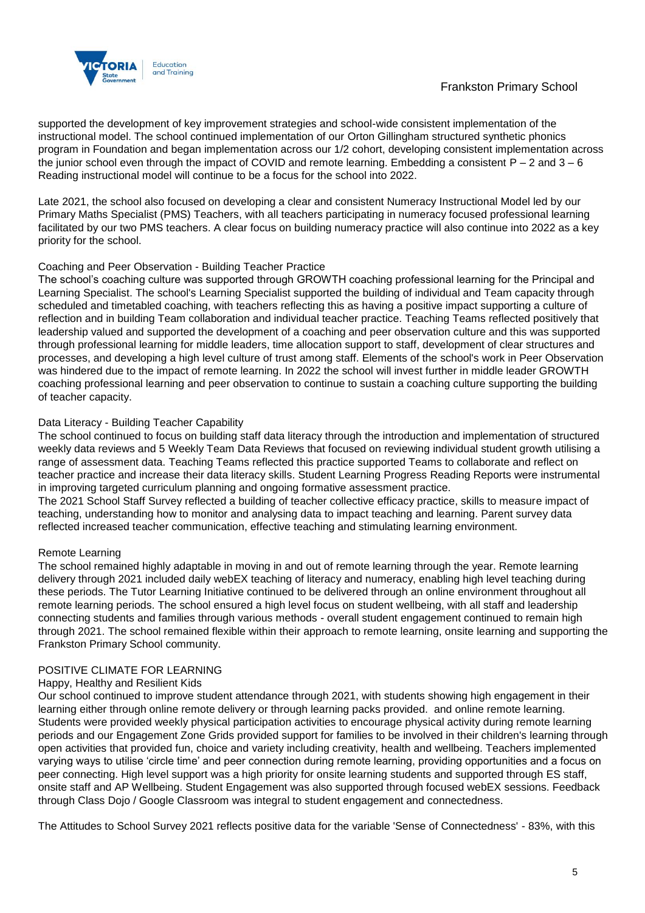supported the development of key improvement strategies and school-wide consistent implementation of the instructional model. The school continued implementation of our Orton Gillingham structured synthetic phonics program in Foundation and began implementation across our 1/2 cohort, developing consistent implementation across the junior school even through the impact of COVID and remote learning. Embedding a consistent P – 2 and 3 – 6 Reading instructional model will continue to be a focus for the school into 2022.

Late 2021, the school also focused on developing a clear and consistent Numeracy Instructional Model led by our Primary Maths Specialist (PMS) Teachers, with all teachers participating in numeracy focused professional learning facilitated by our two PMS teachers. A clear focus on building numeracy practice will also continue into 2022 as a key priority for the school.

Coaching and Peer Observation - Building Teacher Practice

The school's coaching culture was supported through GROWTH coaching professional learning for the Principal and Learning Specialist. The school's Learning Specialist supported the building of individual and Team capacity through scheduled and timetabled coaching, with teachers reflecting this as having a positive impact supporting a culture of reflection and in building Team collaboration and individual teacher practice. Teaching Teams reflected positively that leadership valued and supported the development of a coaching and peer observation culture and this was supported through professional learning for middle leaders, time allocation support to staff, development of clear structures and processes, and developing a high level culture of trust among staff. Elements of the school's work in Peer Observation was hindered due to the impact of remote learning. In 2022 the school will invest further in middle leader GROWTH coaching professional learning and peer observation to continue to sustain a coaching culture supporting the building of teacher capacity.

Data Literacy - Building Teacher Capability

The school continued to focus on building staff data literacy through the introduction and implementation of structured weekly data reviews and 5 Weekly Team Data Reviews that focused on reviewing individual student growth utilising a range of assessment data. Teaching Teams reflected this practice supported Teams to collaborate and reflect on teacher practice and increase their data literacy skills. Student Learning Progress Reading Reports were instrumental in improving targeted curriculum planning and ongoing formative assessment practice.

The 2021 School Staff Survey reflected a building of teacher collective efficacy practice, skills to measure impact of teaching, understanding how to monitor and analysing data to impact teaching and learning. Parent survey data reflected increased teacher communication, effective teaching and stimulating learning environment.

Remote Learning

The school remained highly adaptable in moving in and out of remote learning through the year. Remote learning delivery through 2021 included daily webEX teaching of literacy and numeracy, enabling high level teaching during these periods. The Tutor Learning Initiative continued to be delivered through an online environment throughout all remote learning periods. The school ensured a high level focus on student wellbeing, with all staff and leadership connecting students and families through various methods - overall student engagement continued to remain high through 2021. The school remained flexible within their approach to remote learning, onsite learning and supporting the Frankston Primary School community.

POSITIVE CLIMATE FOR LEARNING

Happy, Healthy and Resilient Kids

Our school continued to improve student attendance through 2021, with students showing high engagement in their learning either through online remote delivery or through learning packs provided. and online remote learning. Students were provided weekly physical participation activities to encourage physical activity during remote learning periods and our Engagement Zone Grids provided support for families to be involved in their children's learning through open activities that provided fun, choice and variety including creativity, health and wellbeing. Teachers implemented varying ways to utilise 'circle time' and peer connection during remote learning, providing opportunities and a focus on peer connecting. High level support was a high priority for onsite learning students and supported through ES staff, onsite staff and AP Wellbeing. Student Engagement was also supported through focused webEX sessions. Feedback through Class Dojo / Google Classroom was integral to student engagement and connectedness.

The Attitudes to School Survey 2021 reflects positive data for the variable 'Sense of Connectedness' - 83%, with this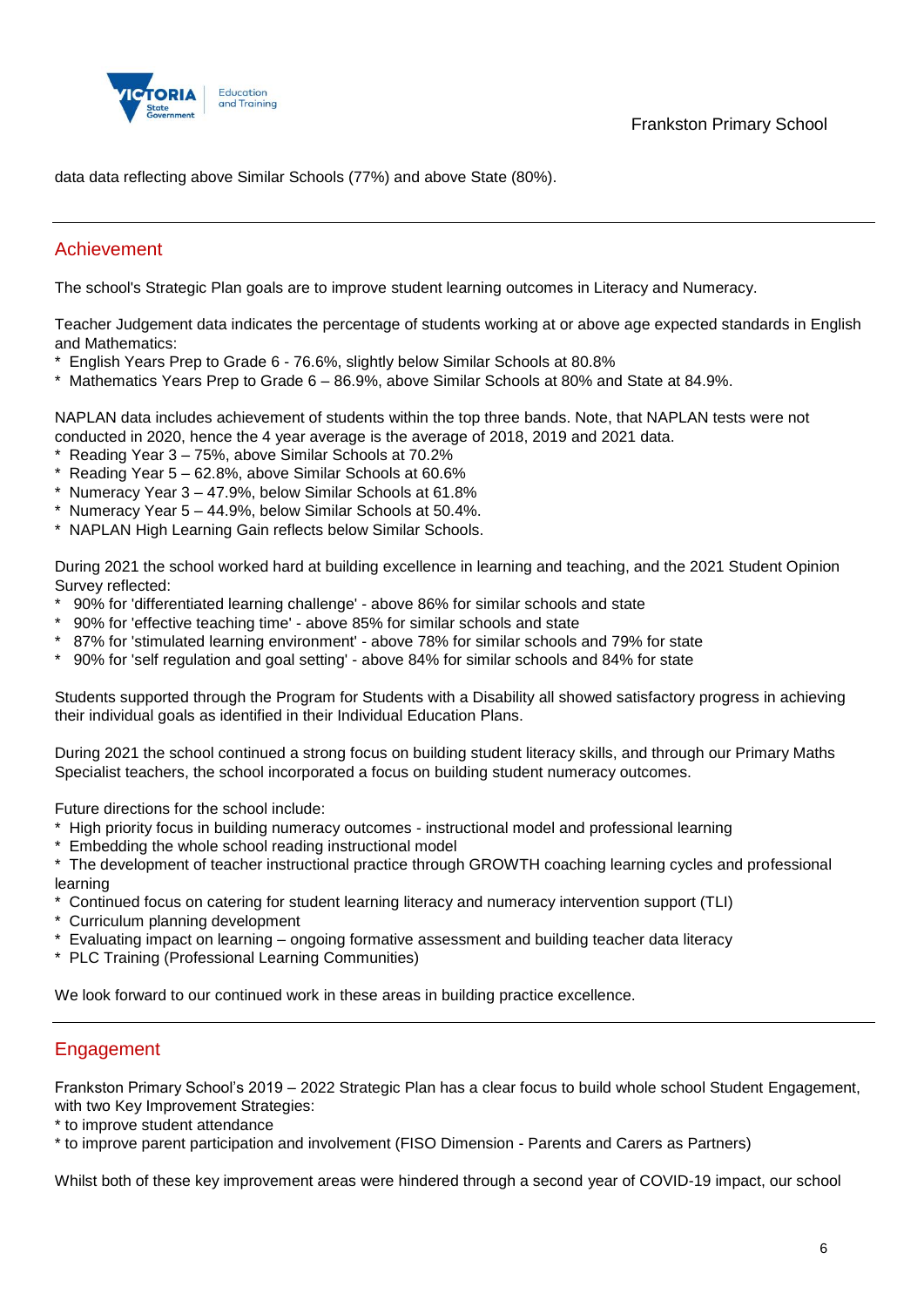data data reflecting above Similar Schools (77%) and above State (80%).

## Achievement

The school's Strategic Plan goals are to improve student learning outcomes in Literacy and Numeracy.

Teacher Judgement data indicates the percentage of students working at or above age expected standards in English and Mathematics:
* English Years Prep to Grade 6 - 76.6%, slightly below Similar Schools at 80.8%
* Mathematics Years Prep to Grade 6 – 86.9%, above Similar Schools at 80% and State at 84.9%.

NAPLAN data includes achievement of students within the top three bands. Note, that NAPLAN tests were not conducted in 2020, hence the 4 year average is the average of 2018, 2019 and 2021 data.
* Reading Year 3 – 75%, above Similar Schools at 70.2%
* Reading Year 5 – 62.8%, above Similar Schools at 60.6%
* Numeracy Year 3 – 47.9%, below Similar Schools at 61.8%
* Numeracy Year 5 – 44.9%, below Similar Schools at 50.4%.
* NAPLAN High Learning Gain reflects below Similar Schools.

During 2021 the school worked hard at building excellence in learning and teaching, and the 2021 Student Opinion Survey reflected:
* 90% for 'differentiated learning challenge' - above 86% for similar schools and state
* 90% for 'effective teaching time' - above 85% for similar schools and state
* 87% for 'stimulated learning environment' - above 78% for similar schools and 79% for state
* 90% for 'self regulation and goal setting' - above 84% for similar schools and 84% for state

Students supported through the Program for Students with a Disability all showed satisfactory progress in achieving their individual goals as identified in their Individual Education Plans.

During 2021 the school continued a strong focus on building student literacy skills, and through our Primary Maths Specialist teachers, the school incorporated a focus on building student numeracy outcomes.

Future directions for the school include:
* High priority focus in building numeracy outcomes - instructional model and professional learning
* Embedding the whole school reading instructional model
* The development of teacher instructional practice through GROWTH coaching learning cycles and professional learning
* Continued focus on catering for student learning literacy and numeracy intervention support (TLI)
* Curriculum planning development
* Evaluating impact on learning – ongoing formative assessment and building teacher data literacy
* PLC Training (Professional Learning Communities)

We look forward to our continued work in these areas in building practice excellence.

## Engagement

Frankston Primary School's 2019 – 2022 Strategic Plan has a clear focus to build whole school Student Engagement, with two Key Improvement Strategies:
* to improve student attendance
* to improve parent participation and involvement (FISO Dimension - Parents and Carers as Partners)

Whilst both of these key improvement areas were hindered through a second year of COVID-19 impact, our school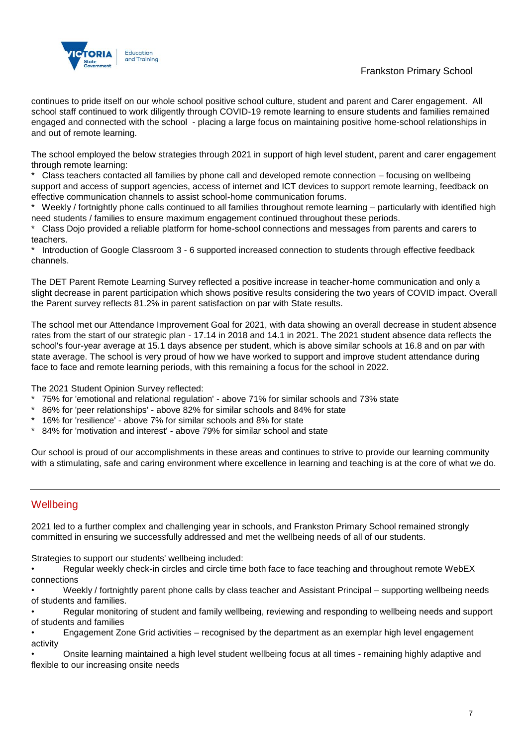continues to pride itself on our whole school positive school culture, student and parent and Carer engagement. All school staff continued to work diligently through COVID-19 remote learning to ensure students and families remained engaged and connected with the school - placing a large focus on maintaining positive home-school relationships in and out of remote learning.

The school employed the below strategies through 2021 in support of high level student, parent and carer engagement through remote learning:

* Class teachers contacted all families by phone call and developed remote connection – focusing on wellbeing support and access of support agencies, access of internet and ICT devices to support remote learning, feedback on effective communication channels to assist school-home communication forums.
* Weekly / fortnightly phone calls continued to all families throughout remote learning – particularly with identified high need students / families to ensure maximum engagement continued throughout these periods.
* Class Dojo provided a reliable platform for home-school connections and messages from parents and carers to teachers.
* Introduction of Google Classroom 3 - 6 supported increased connection to students through effective feedback channels.

The DET Parent Remote Learning Survey reflected a positive increase in teacher-home communication and only a slight decrease in parent participation which shows positive results considering the two years of COVID impact. Overall the Parent survey reflects 81.2% in parent satisfaction on par with State results.

The school met our Attendance Improvement Goal for 2021, with data showing an overall decrease in student absence rates from the start of our strategic plan - 17.14 in 2018 and 14.1 in 2021. The 2021 student absence data reflects the school's four-year average at 15.1 days absence per student, which is above similar schools at 16.8 and on par with state average. The school is very proud of how we have worked to support and improve student attendance during face to face and remote learning periods, with this remaining a focus for the school in 2022.

The 2021 Student Opinion Survey reflected:

* 75% for 'emotional and relational regulation' - above 71% for similar schools and 73% state
* 86% for 'peer relationships' - above 82% for similar schools and 84% for state
* 16% for 'resilience' - above 7% for similar schools and 8% for state
* 84% for 'motivation and interest' - above 79% for similar school and state

Our school is proud of our accomplishments in these areas and continues to strive to provide our learning community with a stimulating, safe and caring environment where excellence in learning and teaching is at the core of what we do.

---

## Wellbeing

2021 led to a further complex and challenging year in schools, and Frankston Primary School remained strongly committed in ensuring we successfully addressed and met the wellbeing needs of all of our students.

Strategies to support our students' wellbeing included:

- Regular weekly check-in circles and circle time both face to face teaching and throughout remote WebEX connections
- Weekly / fortnightly parent phone calls by class teacher and Assistant Principal – supporting wellbeing needs of students and families.
- Regular monitoring of student and family wellbeing, reviewing and responding to wellbeing needs and support of students and families
- Engagement Zone Grid activities – recognised by the department as an exemplar high level engagement activity
- Onsite learning maintained a high level student wellbeing focus at all times - remaining highly adaptive and flexible to our increasing onsite needs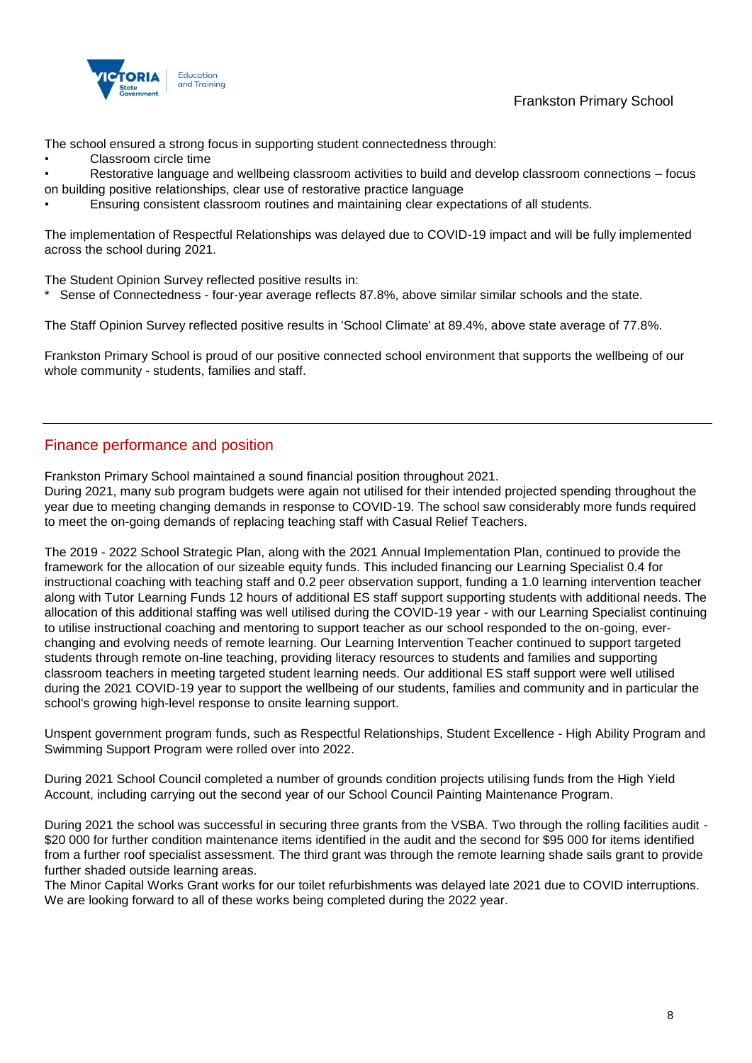The school ensured a strong focus in supporting student connectedness through:

- Classroom circle time
- Restorative language and wellbeing classroom activities to build and develop classroom connections – focus on building positive relationships, clear use of restorative practice language
- Ensuring consistent classroom routines and maintaining clear expectations of all students.

The implementation of Respectful Relationships was delayed due to COVID-19 impact and will be fully implemented across the school during 2021.

The Student Opinion Survey reflected positive results in:

* Sense of Connectedness - four-year average reflects 87.8%, above similar similar schools and the state.

The Staff Opinion Survey reflected positive results in 'School Climate' at 89.4%, above state average of 77.8%.

Frankston Primary School is proud of our positive connected school environment that supports the wellbeing of our whole community - students, families and staff.

## Finance performance and position

Frankston Primary School maintained a sound financial position throughout 2021.
During 2021, many sub program budgets were again not utilised for their intended projected spending throughout the year due to meeting changing demands in response to COVID-19. The school saw considerably more funds required to meet the on-going demands of replacing teaching staff with Casual Relief Teachers.

The 2019 - 2022 School Strategic Plan, along with the 2021 Annual Implementation Plan, continued to provide the framework for the allocation of our sizeable equity funds. This included financing our Learning Specialist 0.4 for instructional coaching with teaching staff and 0.2 peer observation support, funding a 1.0 learning intervention teacher along with Tutor Learning Funds 12 hours of additional ES staff support supporting students with additional needs. The allocation of this additional staffing was well utilised during the COVID-19 year - with our Learning Specialist continuing to utilise instructional coaching and mentoring to support teacher as our school responded to the on-going, ever-changing and evolving needs of remote learning. Our Learning Intervention Teacher continued to support targeted students through remote on-line teaching, providing literacy resources to students and families and supporting classroom teachers in meeting targeted student learning needs. Our additional ES staff support were well utilised during the 2021 COVID-19 year to support the wellbeing of our students, families and community and in particular the school's growing high-level response to onsite learning support.

Unspent government program funds, such as Respectful Relationships, Student Excellence - High Ability Program and Swimming Support Program were rolled over into 2022.

During 2021 School Council completed a number of grounds condition projects utilising funds from the High Yield Account, including carrying out the second year of our School Council Painting Maintenance Program.

During 2021 the school was successful in securing three grants from the VSBA. Two through the rolling facilities audit - $20 000 for further condition maintenance items identified in the audit and the second for $95 000 for items identified from a further roof specialist assessment. The third grant was through the remote learning shade sails grant to provide further shaded outside learning areas.
The Minor Capital Works Grant works for our toilet refurbishments was delayed late 2021 due to COVID interruptions. We are looking forward to all of these works being completed during the 2022 year.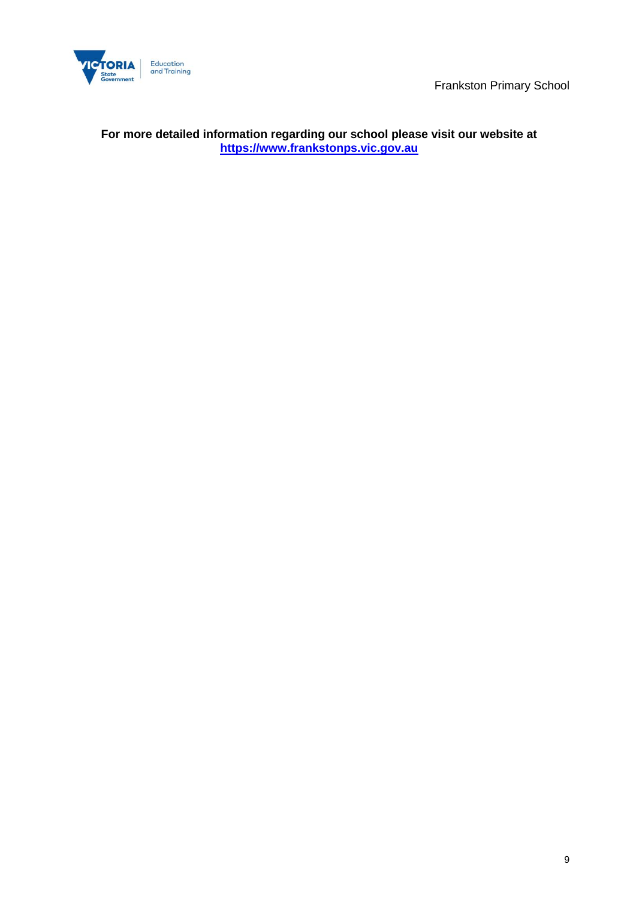**For more detailed information regarding our school please visit our website at [https://www.frankstonps.vic.gov.au](https://www.frankstonps.vic.gov.au)**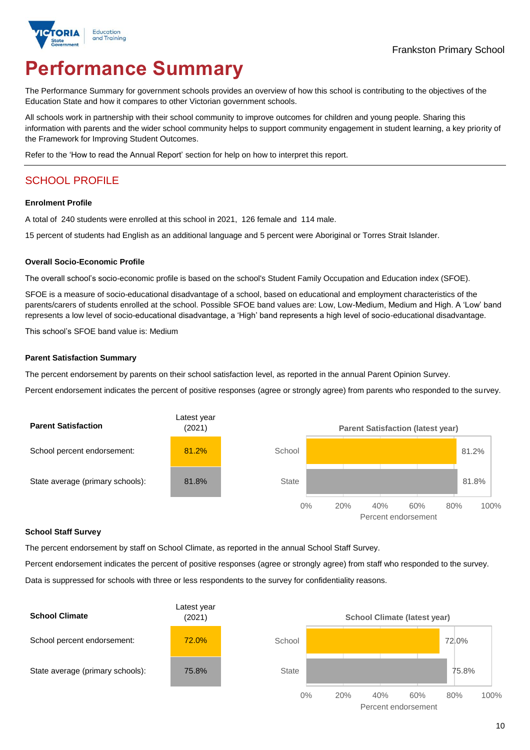Frankston Primary School

# Performance Summary

The Performance Summary for government schools provides an overview of how this school is contributing to the objectives of the Education State and how it compares to other Victorian government schools.

All schools work in partnership with their school community to improve outcomes for children and young people. Sharing this information with parents and the wider school community helps to support community engagement in student learning, a key priority of the Framework for Improving Student Outcomes.

Refer to the 'How to read the Annual Report' section for help on how to interpret this report.

## SCHOOL PROFILE

### Enrolment Profile

A total of 240 students were enrolled at this school in 2021, 126 female and 114 male.

15 percent of students had English as an additional language and 5 percent were Aboriginal or Torres Strait Islander.

### Overall Socio-Economic Profile

The overall school's socio-economic profile is based on the school's Student Family Occupation and Education index (SFOE).

SFOE is a measure of socio-educational disadvantage of a school, based on educational and employment characteristics of the parents/carers of students enrolled at the school. Possible SFOE band values are: Low, Low-Medium, Medium and High. A 'Low' band represents a low level of socio-educational disadvantage, a 'High' band represents a high level of socio-educational disadvantage.

This school's SFOE band value is: Medium

### Parent Satisfaction Summary

The percent endorsement by parents on their school satisfaction level, as reported in the annual Parent Opinion Survey.

Percent endorsement indicates the percent of positive responses (agree or strongly agree) from parents who responded to the survey.

| Parent Satisfaction | Latest year (2021) |
|---|---|
| School percent endorsement: | 81.2% |
| State average (primary schools): | 81.8% |

Parent Satisfaction (latest year)

| | Percent endorsement |
|---|---|
| School | 81.2% |
| State | 81.8% |

### School Staff Survey

The percent endorsement by staff on School Climate, as reported in the annual School Staff Survey.

Percent endorsement indicates the percent of positive responses (agree or strongly agree) from staff who responded to the survey.

Data is suppressed for schools with three or less respondents to the survey for confidentiality reasons.

| School Climate | Latest year (2021) |
|---|---|
| School percent endorsement: | 72.0% |
| State average (primary schools): | 75.8% |

School Climate (latest year)

| | Percent endorsement |
|---|---|
| School | 72.0% |
| State | 75.8% |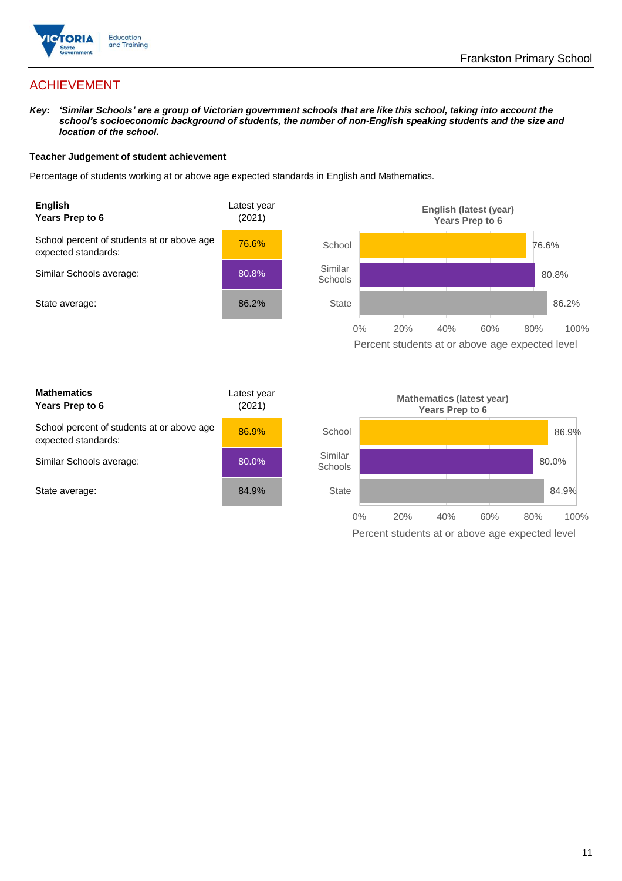# ACHIEVEMENT

***Key:*** ***'Similar Schools' are a group of Victorian government schools that are like this school, taking into account the school's socioeconomic background of students, the number of non-English speaking students and the size and location of the school.***

**Teacher Judgement of student achievement**

Percentage of students working at or above age expected standards in English and Mathematics.

| **English**<br>**Years Prep to 6** | Latest year (2021) |
|---|---|
| School percent of students at or above age expected standards: | 76.6% |
| Similar Schools average: | 80.8% |
| State average: | 86.2% |

**English (latest (year)**
**Years Prep to 6**

| | Percent students at or above age expected level |
|---|---|
| School | 76.6% |
| Similar Schools | 80.8% |
| State | 86.2% |

| **Mathematics**<br>**Years Prep to 6** | Latest year (2021) |
|---|---|
| School percent of students at or above age expected standards: | 86.9% |
| Similar Schools average: | 80.0% |
| State average: | 84.9% |

**Mathematics (latest year)**
**Years Prep to 6**

| | Percent students at or above age expected level |
|---|---|
| School | 86.9% |
| Similar Schools | 80.0% |
| State | 84.9% |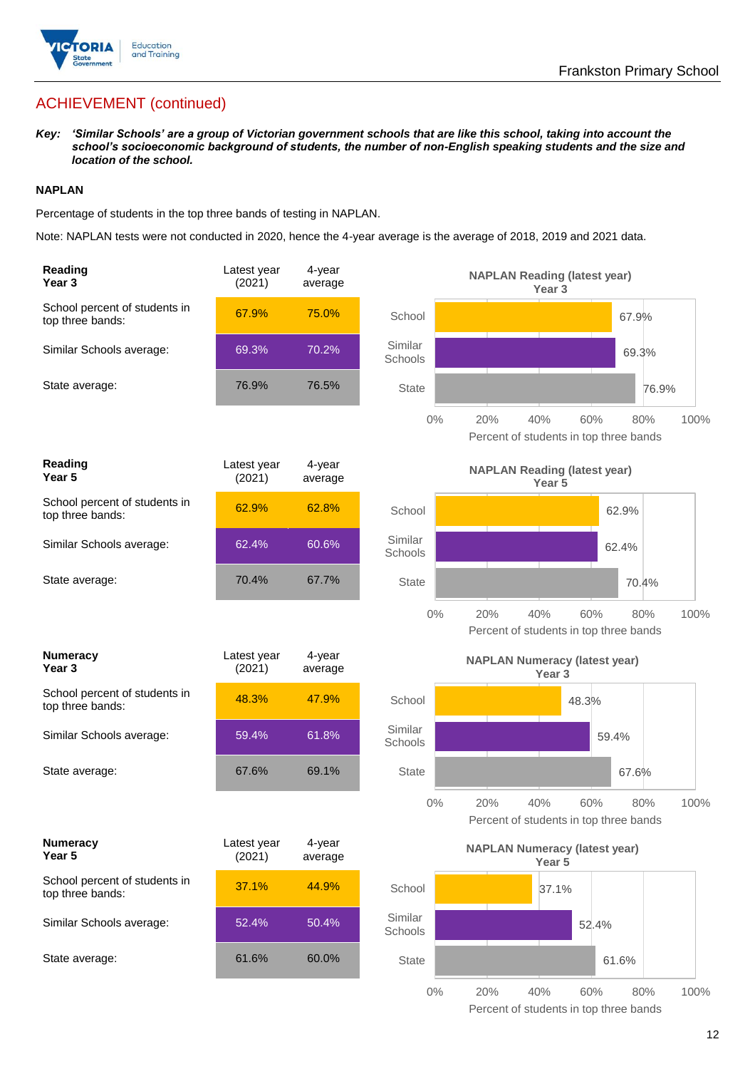## ACHIEVEMENT (continued)

***Key:*** ***'Similar Schools' are a group of Victorian government schools that are like this school, taking into account the school's socioeconomic background of students, the number of non-English speaking students and the size and location of the school.***

**NAPLAN**

Percentage of students in the top three bands of testing in NAPLAN.

Note: NAPLAN tests were not conducted in 2020, hence the 4-year average is the average of 2018, 2019 and 2021 data.

| **Reading Year 3** | Latest year (2021) | 4-year average |
|---|---|---|
| School percent of students in top three bands: | 67.9% | 75.0% |
| Similar Schools average: | 69.3% | 70.2% |
| State average: | 76.9% | 76.5% |

**NAPLAN Reading (latest year) Year 3**

- School: 67.9%
- Similar Schools: 69.3%
- State: 76.9%

Percent of students in top three bands

| **Reading Year 5** | Latest year (2021) | 4-year average |
|---|---|---|
| School percent of students in top three bands: | 62.9% | 62.8% |
| Similar Schools average: | 62.4% | 60.6% |
| State average: | 70.4% | 67.7% |

**NAPLAN Reading (latest year) Year 5**

- School: 62.9%
- Similar Schools: 62.4%
- State: 70.4%

Percent of students in top three bands

| **Numeracy Year 3** | Latest year (2021) | 4-year average |
|---|---|---|
| School percent of students in top three bands: | 48.3% | 47.9% |
| Similar Schools average: | 59.4% | 61.8% |
| State average: | 67.6% | 69.1% |

**NAPLAN Numeracy (latest year) Year 3**

- School: 48.3%
- Similar Schools: 59.4%
- State: 67.6%

Percent of students in top three bands

| **Numeracy Year 5** | Latest year (2021) | 4-year average |
|---|---|---|
| School percent of students in top three bands: | 37.1% | 44.9% |
| Similar Schools average: | 52.4% | 50.4% |
| State average: | 61.6% | 60.0% |

**NAPLAN Numeracy (latest year) Year 5**

- School: 37.1%
- Similar Schools: 52.4%
- State: 61.6%

Percent of students in top three bands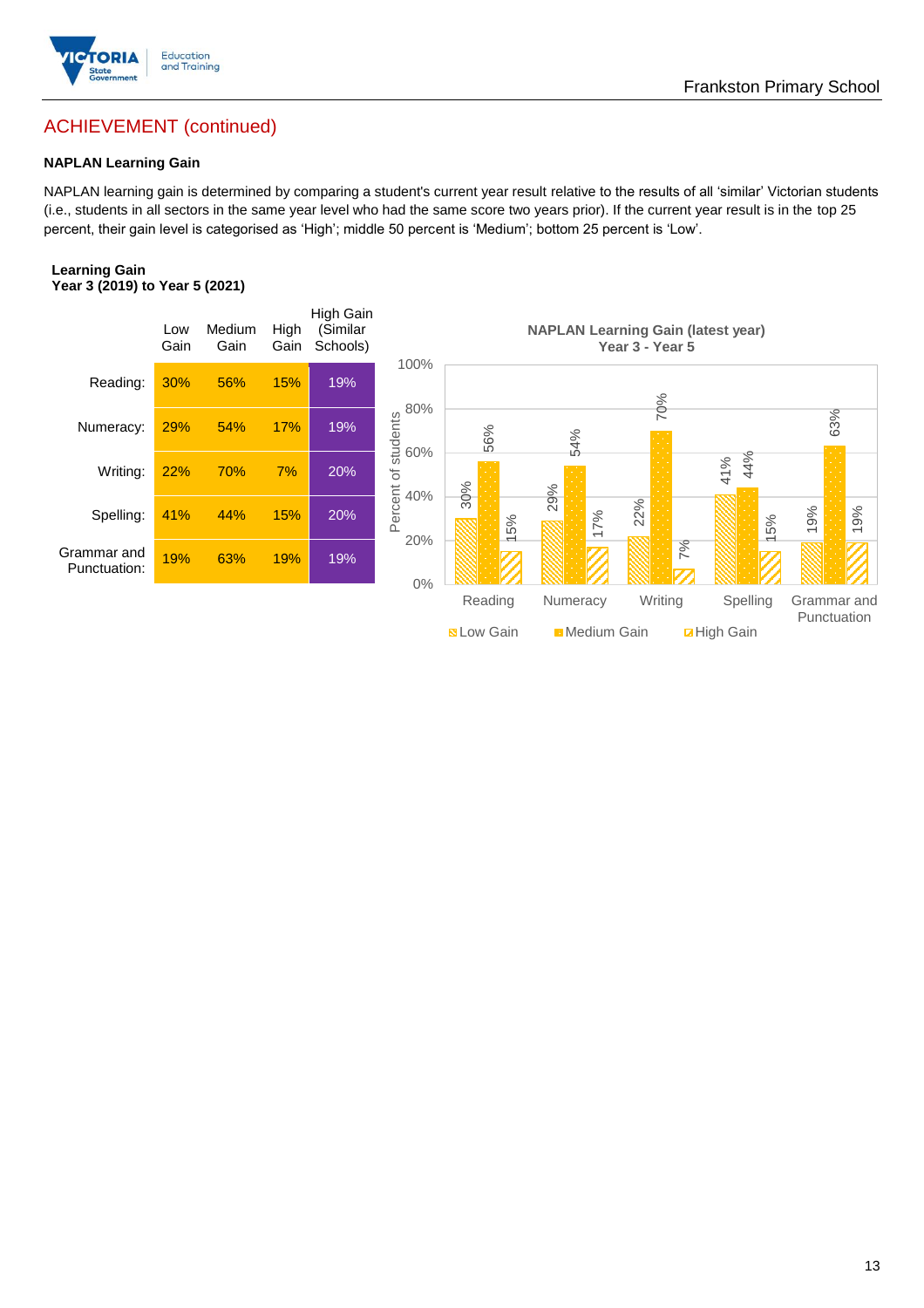## ACHIEVEMENT (continued)

### NAPLAN Learning Gain

NAPLAN learning gain is determined by comparing a student's current year result relative to the results of all 'similar' Victorian students (i.e., students in all sectors in the same year level who had the same score two years prior). If the current year result is in the top 25 percent, their gain level is categorised as 'High'; middle 50 percent is 'Medium'; bottom 25 percent is 'Low'.

**Learning Gain**
**Year 3 (2019) to Year 5 (2021)**

| | Low Gain | Medium Gain | High Gain | High Gain (Similar Schools) |
|---|---|---|---|---|
| Reading: | 30% | 56% | 15% | 19% |
| Numeracy: | 29% | 54% | 17% | 19% |
| Writing: | 22% | 70% | 7% | 20% |
| Spelling: | 41% | 44% | 15% | 20% |
| Grammar and Punctuation: | 19% | 63% | 19% | 19% |

**NAPLAN Learning Gain (latest year)**
**Year 3 - Year 5**

| | Low Gain | Medium Gain | High Gain |
|---|---|---|---|
| Reading | 30% | 56% | 15% |
| Numeracy | 29% | 54% | 17% |
| Writing | 22% | 70% | 7% |
| Spelling | 41% | 44% | 15% |
| Grammar and Punctuation | 19% | 63% | 19% |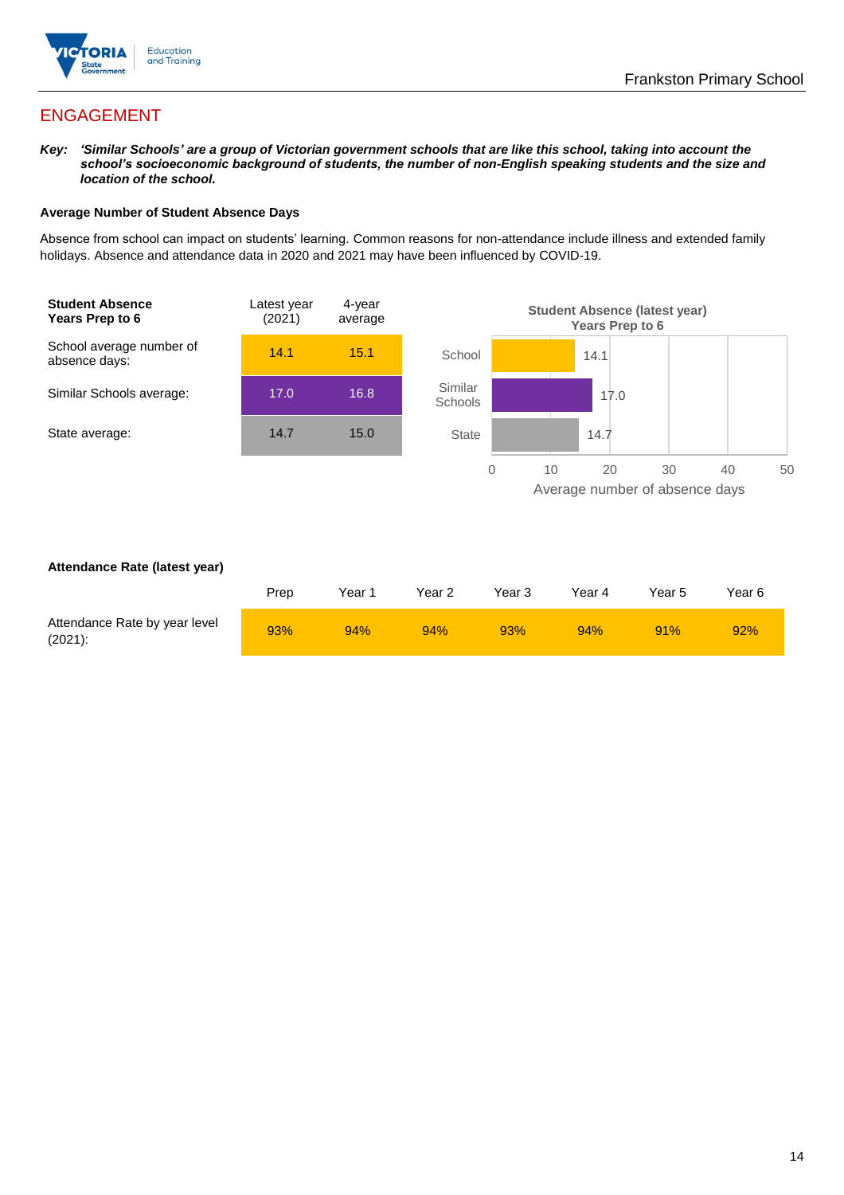## ENGAGEMENT

***Key:** 'Similar Schools' are a group of Victorian government schools that are like this school, taking into account the school's socioeconomic background of students, the number of non-English speaking students and the size and location of the school.*

**Average Number of Student Absence Days**

Absence from school can impact on students' learning. Common reasons for non-attendance include illness and extended family holidays. Absence and attendance data in 2020 and 2021 may have been influenced by COVID-19.

| **Student Absence Years Prep to 6** | Latest year (2021) | 4-year average |
|---|---|---|
| School average number of absence days: | 14.1 | 15.1 |
| Similar Schools average: | 17.0 | 16.8 |
| State average: | 14.7 | 15.0 |

**Student Absence (latest year) Years Prep to 6**

| | Average number of absence days |
|---|---|
| School | 14.1 |
| Similar Schools | 17.0 |
| State | 14.7 |

**Attendance Rate (latest year)**

| | Prep | Year 1 | Year 2 | Year 3 | Year 4 | Year 5 | Year 6 |
|---|---|---|---|---|---|---|---|
| Attendance Rate by year level (2021): | 93% | 94% | 94% | 93% | 94% | 91% | 92% |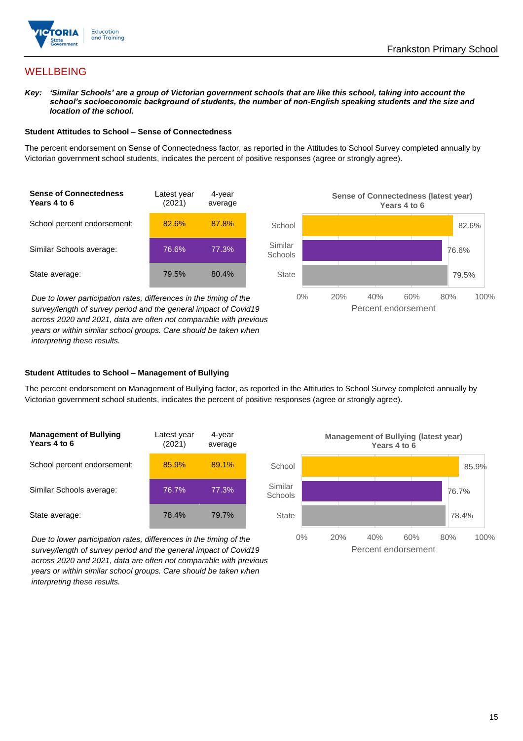## WELLBEING

***Key:*** ***'Similar Schools' are a group of Victorian government schools that are like this school, taking into account the school's socioeconomic background of students, the number of non-English speaking students and the size and location of the school.***

### Student Attitudes to School – Sense of Connectedness

The percent endorsement on Sense of Connectedness factor, as reported in the Attitudes to School Survey completed annually by Victorian government school students, indicates the percent of positive responses (agree or strongly agree).

| Sense of Connectedness Years 4 to 6 | Latest year (2021) | 4-year average |
|---|---|---|
| School percent endorsement: | 82.6% | 87.8% |
| Similar Schools average: | 76.6% | 77.3% |
| State average: | 79.5% | 80.4% |

**Sense of Connectedness (latest year) Years 4 to 6**

| | Percent endorsement |
|---|---|
| School | 82.6% |
| Similar Schools | 76.6% |
| State | 79.5% |

*Due to lower participation rates, differences in the timing of the survey/length of survey period and the general impact of Covid19 across 2020 and 2021, data are often not comparable with previous years or within similar school groups. Care should be taken when interpreting these results.*

### Student Attitudes to School – Management of Bullying

The percent endorsement on Management of Bullying factor, as reported in the Attitudes to School Survey completed annually by Victorian government school students, indicates the percent of positive responses (agree or strongly agree).

| Management of Bullying Years 4 to 6 | Latest year (2021) | 4-year average |
|---|---|---|
| School percent endorsement: | 85.9% | 89.1% |
| Similar Schools average: | 76.7% | 77.3% |
| State average: | 78.4% | 79.7% |

**Management of Bullying (latest year) Years 4 to 6**

| | Percent endorsement |
|---|---|
| School | 85.9% |
| Similar Schools | 76.7% |
| State | 78.4% |

*Due to lower participation rates, differences in the timing of the survey/length of survey period and the general impact of Covid19 across 2020 and 2021, data are often not comparable with previous years or within similar school groups. Care should be taken when interpreting these results.*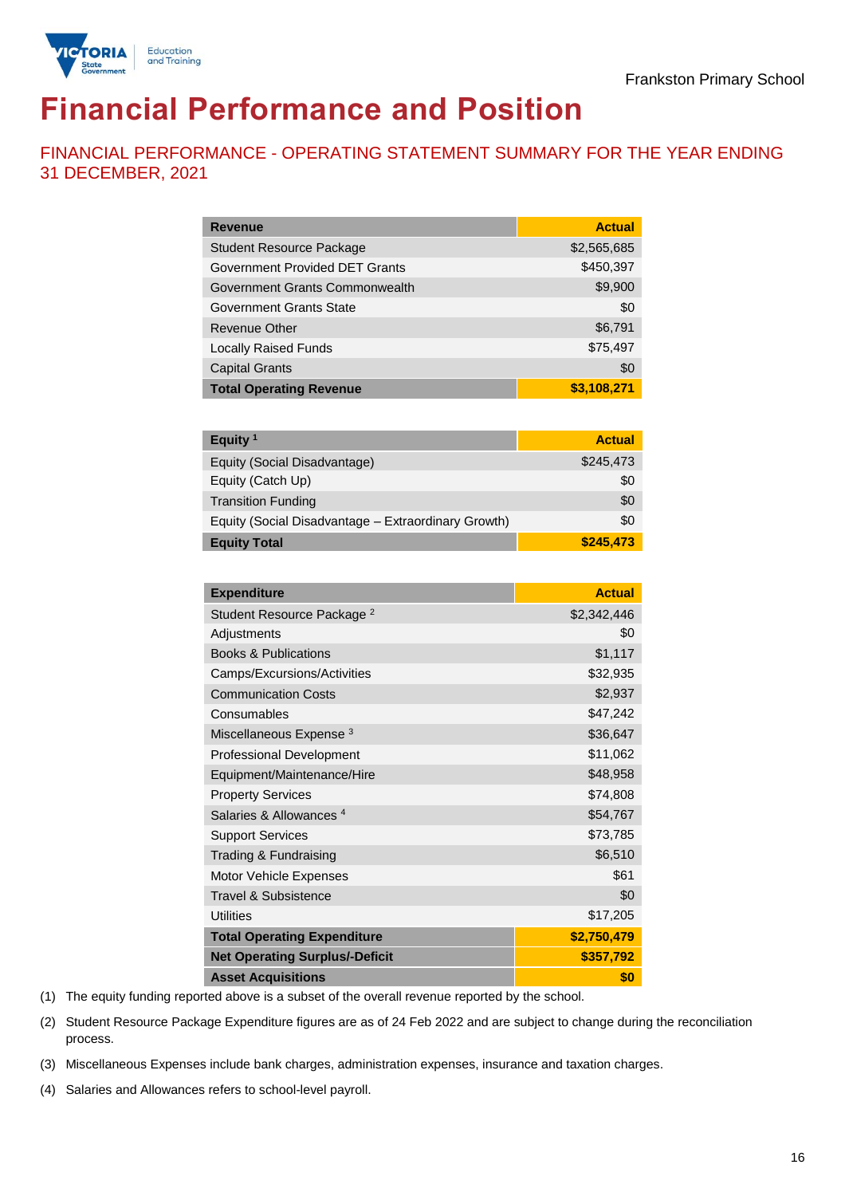Frankston Primary School

# Financial Performance and Position

## FINANCIAL PERFORMANCE - OPERATING STATEMENT SUMMARY FOR THE YEAR ENDING 31 DECEMBER, 2021

| Revenue | Actual |
|---|---|
| Student Resource Package | $2,565,685 |
| Government Provided DET Grants | $450,397 |
| Government Grants Commonwealth | $9,900 |
| Government Grants State | $0 |
| Revenue Other | $6,791 |
| Locally Raised Funds | $75,497 |
| Capital Grants | $0 |
| **Total Operating Revenue** | **$3,108,271** |

| Equity [1] | Actual |
|---|---|
| Equity (Social Disadvantage) | $245,473 |
| Equity (Catch Up) | $0 |
| Transition Funding | $0 |
| Equity (Social Disadvantage – Extraordinary Growth) | $0 |
| **Equity Total** | **$245,473** |

| Expenditure | Actual |
|---|---|
| Student Resource Package [2] | $2,342,446 |
| Adjustments | $0 |
| Books & Publications | $1,117 |
| Camps/Excursions/Activities | $32,935 |
| Communication Costs | $2,937 |
| Consumables | $47,242 |
| Miscellaneous Expense [3] | $36,647 |
| Professional Development | $11,062 |
| Equipment/Maintenance/Hire | $48,958 |
| Property Services | $74,808 |
| Salaries & Allowances [4] | $54,767 |
| Support Services | $73,785 |
| Trading & Fundraising | $6,510 |
| Motor Vehicle Expenses | $61 |
| Travel & Subsistence | $0 |
| Utilities | $17,205 |
| **Total Operating Expenditure** | **$2,750,479** |
| **Net Operating Surplus/-Deficit** | **$357,792** |
| **Asset Acquisitions** | **$0** |

(1) The equity funding reported above is a subset of the overall revenue reported by the school.

(2) Student Resource Package Expenditure figures are as of 24 Feb 2022 and are subject to change during the reconciliation process.

(3) Miscellaneous Expenses include bank charges, administration expenses, insurance and taxation charges.

(4) Salaries and Allowances refers to school-level payroll.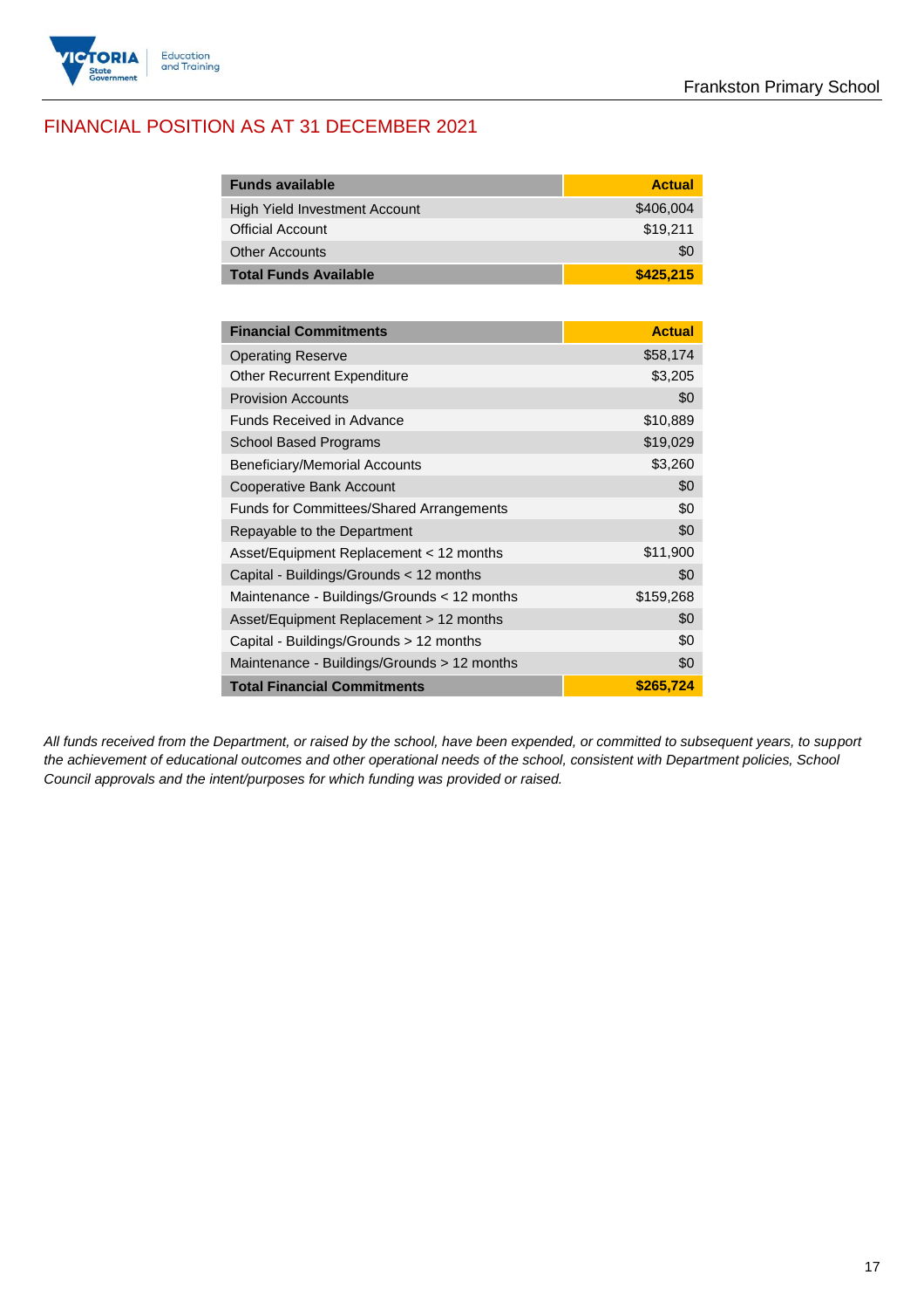# FINANCIAL POSITION AS AT 31 DECEMBER 2021

| Funds available | Actual |
|---|---|
| High Yield Investment Account | $406,004 |
| Official Account | $19,211 |
| Other Accounts | $0 |
| **Total Funds Available** | **$425,215** |

| Financial Commitments | Actual |
|---|---|
| Operating Reserve | $58,174 |
| Other Recurrent Expenditure | $3,205 |
| Provision Accounts | $0 |
| Funds Received in Advance | $10,889 |
| School Based Programs | $19,029 |
| Beneficiary/Memorial Accounts | $3,260 |
| Cooperative Bank Account | $0 |
| Funds for Committees/Shared Arrangements | $0 |
| Repayable to the Department | $0 |
| Asset/Equipment Replacement < 12 months | $11,900 |
| Capital - Buildings/Grounds < 12 months | $0 |
| Maintenance - Buildings/Grounds < 12 months | $159,268 |
| Asset/Equipment Replacement > 12 months | $0 |
| Capital - Buildings/Grounds > 12 months | $0 |
| Maintenance - Buildings/Grounds > 12 months | $0 |
| **Total Financial Commitments** | **$265,724** |

*All funds received from the Department, or raised by the school, have been expended, or committed to subsequent years, to support the achievement of educational outcomes and other operational needs of the school, consistent with Department policies, School Council approvals and the intent/purposes for which funding was provided or raised.*